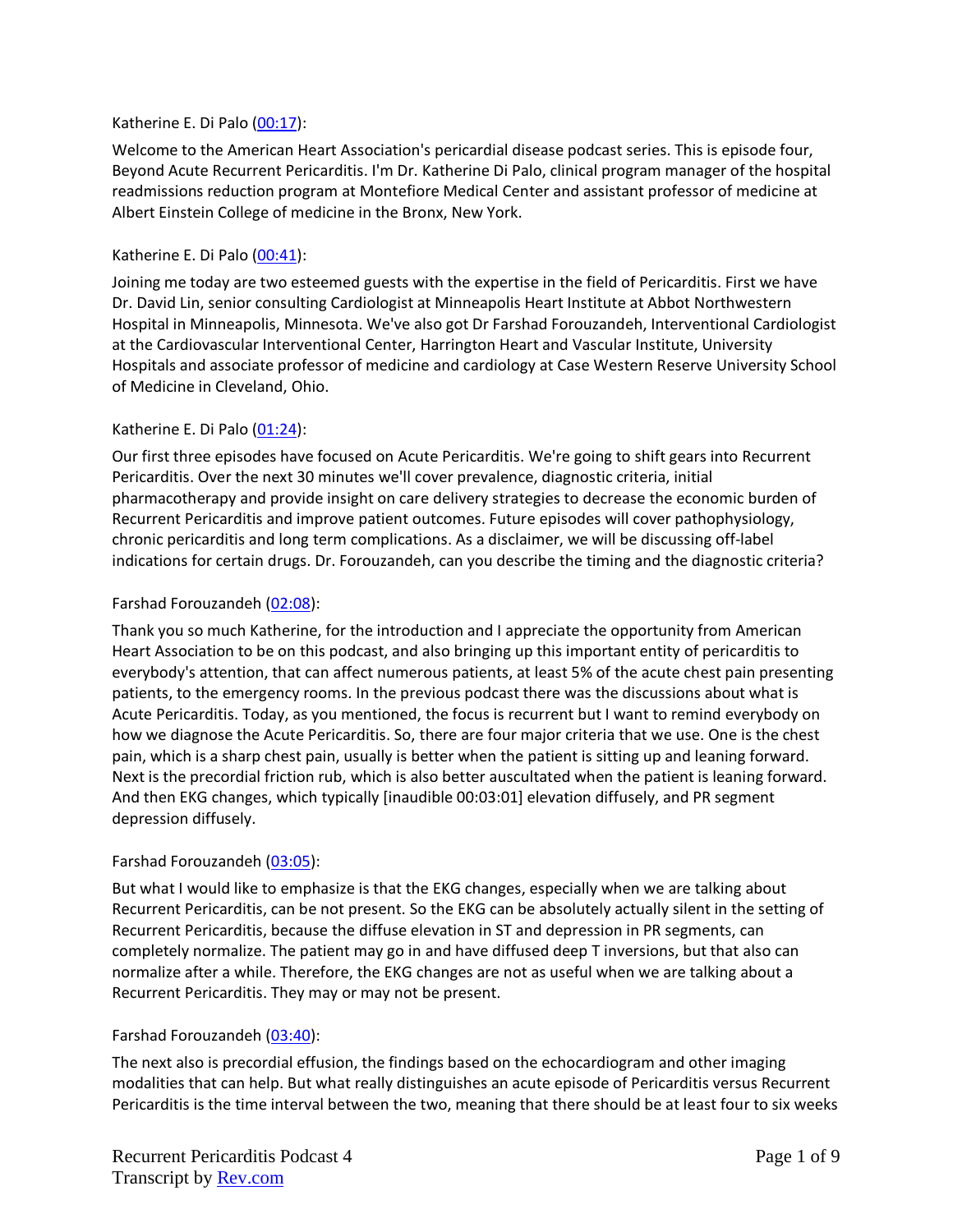Katherine E. Di Palo ([00:17](#)):

Welcome to the American Heart Association's pericardial disease podcast series. This is episode four, Beyond Acute Recurrent Pericarditis. I'm Dr. Katherine Di Palo, clinical program manager of the hospital readmissions reduction program at Montefiore Medical Center and assistant professor of medicine at Albert Einstein College of medicine in the Bronx, New York.

Katherine E. Di Palo ([00:41](#)):

Joining me today are two esteemed guests with the expertise in the field of Pericarditis. First we have Dr. David Lin, senior consulting Cardiologist at Minneapolis Heart Institute at Abbot Northwestern Hospital in Minneapolis, Minnesota. We've also got Dr Farshad Forouzandeh, Interventional Cardiologist at the Cardiovascular Interventional Center, Harrington Heart and Vascular Institute, University Hospitals and associate professor of medicine and cardiology at Case Western Reserve University School of Medicine in Cleveland, Ohio.

Katherine E. Di Palo ([01:24](#)):

Our first three episodes have focused on Acute Pericarditis. We're going to shift gears into Recurrent Pericarditis. Over the next 30 minutes we'll cover prevalence, diagnostic criteria, initial pharmacotherapy and provide insight on care delivery strategies to decrease the economic burden of Recurrent Pericarditis and improve patient outcomes. Future episodes will cover pathophysiology, chronic pericarditis and long term complications. As a disclaimer, we will be discussing off-label indications for certain drugs. Dr. Forouzandeh, can you describe the timing and the diagnostic criteria?

Farshad Forouzandeh ([02:08](#)):

Thank you so much Katherine, for the introduction and I appreciate the opportunity from American Heart Association to be on this podcast, and also bringing up this important entity of pericarditis to everybody's attention, that can affect numerous patients, at least 5% of the acute chest pain presenting patients, to the emergency rooms. In the previous podcast there was the discussions about what is Acute Pericarditis. Today, as you mentioned, the focus is recurrent but I want to remind everybody on how we diagnose the Acute Pericarditis. So, there are four major criteria that we use. One is the chest pain, which is a sharp chest pain, usually is better when the patient is sitting up and leaning forward. Next is the precordial friction rub, which is also better auscultated when the patient is leaning forward. And then EKG changes, which typically [inaudible 00:03:01] elevation diffusely, and PR segment depression diffusely.

Farshad Forouzandeh ([03:05](#)):

But what I would like to emphasize is that the EKG changes, especially when we are talking about Recurrent Pericarditis, can be not present. So the EKG can be absolutely actually silent in the setting of Recurrent Pericarditis, because the diffuse elevation in ST and depression in PR segments, can completely normalize. The patient may go in and have diffused deep T inversions, but that also can normalize after a while. Therefore, the EKG changes are not as useful when we are talking about a Recurrent Pericarditis. They may or may not be present.

Farshad Forouzandeh ([03:40](#)):

The next also is precordial effusion, the findings based on the echocardiogram and other imaging modalities that can help. But what really distinguishes an acute episode of Pericarditis versus Recurrent Pericarditis is the time interval between the two, meaning that there should be at least four to six weeks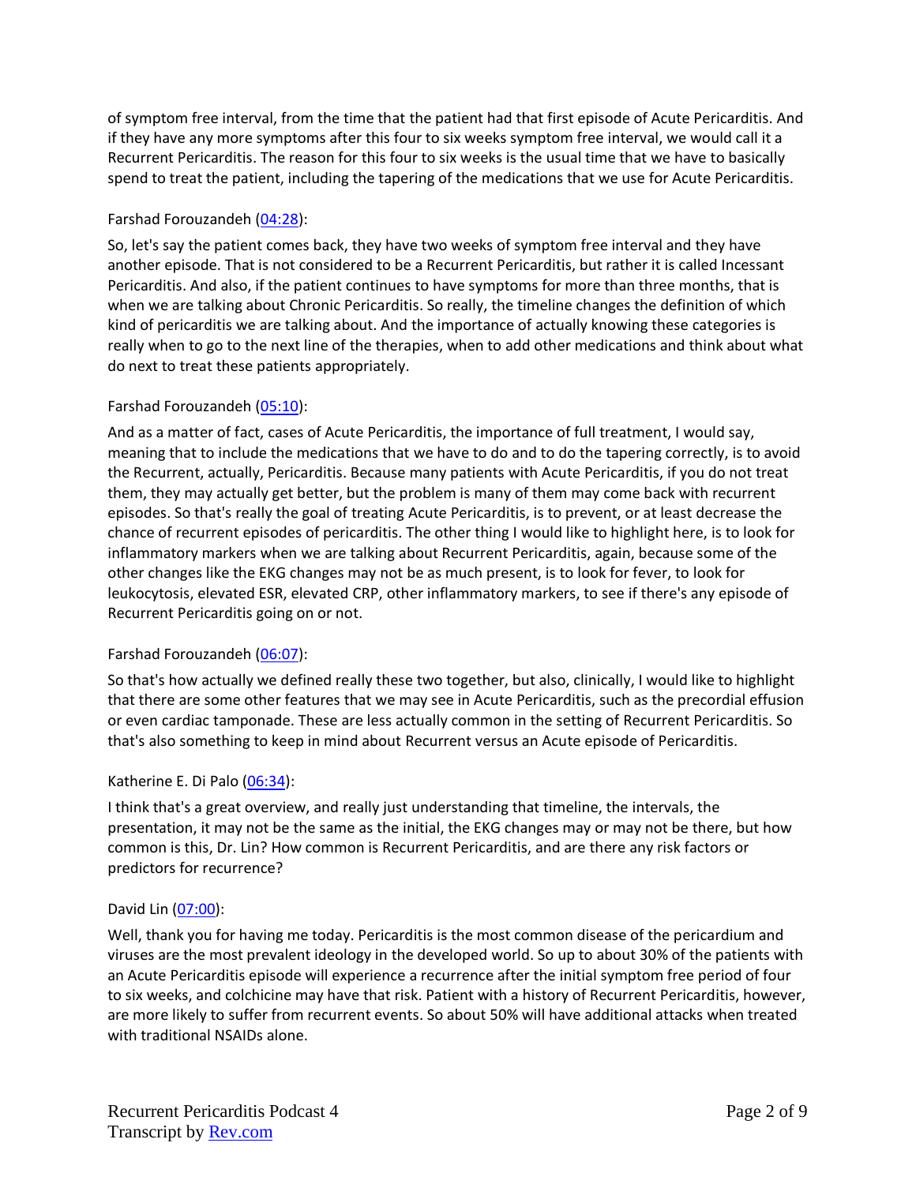of symptom free interval, from the time that the patient had that first episode of Acute Pericarditis. And if they have any more symptoms after this four to six weeks symptom free interval, we would call it a Recurrent Pericarditis. The reason for this four to six weeks is the usual time that we have to basically spend to treat the patient, including the tapering of the medications that we use for Acute Pericarditis.

Farshad Forouzandeh ([04:28](#)):

So, let's say the patient comes back, they have two weeks of symptom free interval and they have another episode. That is not considered to be a Recurrent Pericarditis, but rather it is called Incessant Pericarditis. And also, if the patient continues to have symptoms for more than three months, that is when we are talking about Chronic Pericarditis. So really, the timeline changes the definition of which kind of pericarditis we are talking about. And the importance of actually knowing these categories is really when to go to the next line of the therapies, when to add other medications and think about what do next to treat these patients appropriately.

Farshad Forouzandeh ([05:10](#)):

And as a matter of fact, cases of Acute Pericarditis, the importance of full treatment, I would say, meaning that to include the medications that we have to do and to do the tapering correctly, is to avoid the Recurrent, actually, Pericarditis. Because many patients with Acute Pericarditis, if you do not treat them, they may actually get better, but the problem is many of them may come back with recurrent episodes. So that's really the goal of treating Acute Pericarditis, is to prevent, or at least decrease the chance of recurrent episodes of pericarditis. The other thing I would like to highlight here, is to look for inflammatory markers when we are talking about Recurrent Pericarditis, again, because some of the other changes like the EKG changes may not be as much present, is to look for fever, to look for leukocytosis, elevated ESR, elevated CRP, other inflammatory markers, to see if there's any episode of Recurrent Pericarditis going on or not.

Farshad Forouzandeh ([06:07](#)):

So that's how actually we defined really these two together, but also, clinically, I would like to highlight that there are some other features that we may see in Acute Pericarditis, such as the precordial effusion or even cardiac tamponade. These are less actually common in the setting of Recurrent Pericarditis. So that's also something to keep in mind about Recurrent versus an Acute episode of Pericarditis.

Katherine E. Di Palo ([06:34](#)):

I think that's a great overview, and really just understanding that timeline, the intervals, the presentation, it may not be the same as the initial, the EKG changes may or may not be there, but how common is this, Dr. Lin? How common is Recurrent Pericarditis, and are there any risk factors or predictors for recurrence?

David Lin ([07:00](#)):

Well, thank you for having me today. Pericarditis is the most common disease of the pericardium and viruses are the most prevalent ideology in the developed world. So up to about 30% of the patients with an Acute Pericarditis episode will experience a recurrence after the initial symptom free period of four to six weeks, and colchicine may have that risk. Patient with a history of Recurrent Pericarditis, however, are more likely to suffer from recurrent events. So about 50% will have additional attacks when treated with traditional NSAIDs alone.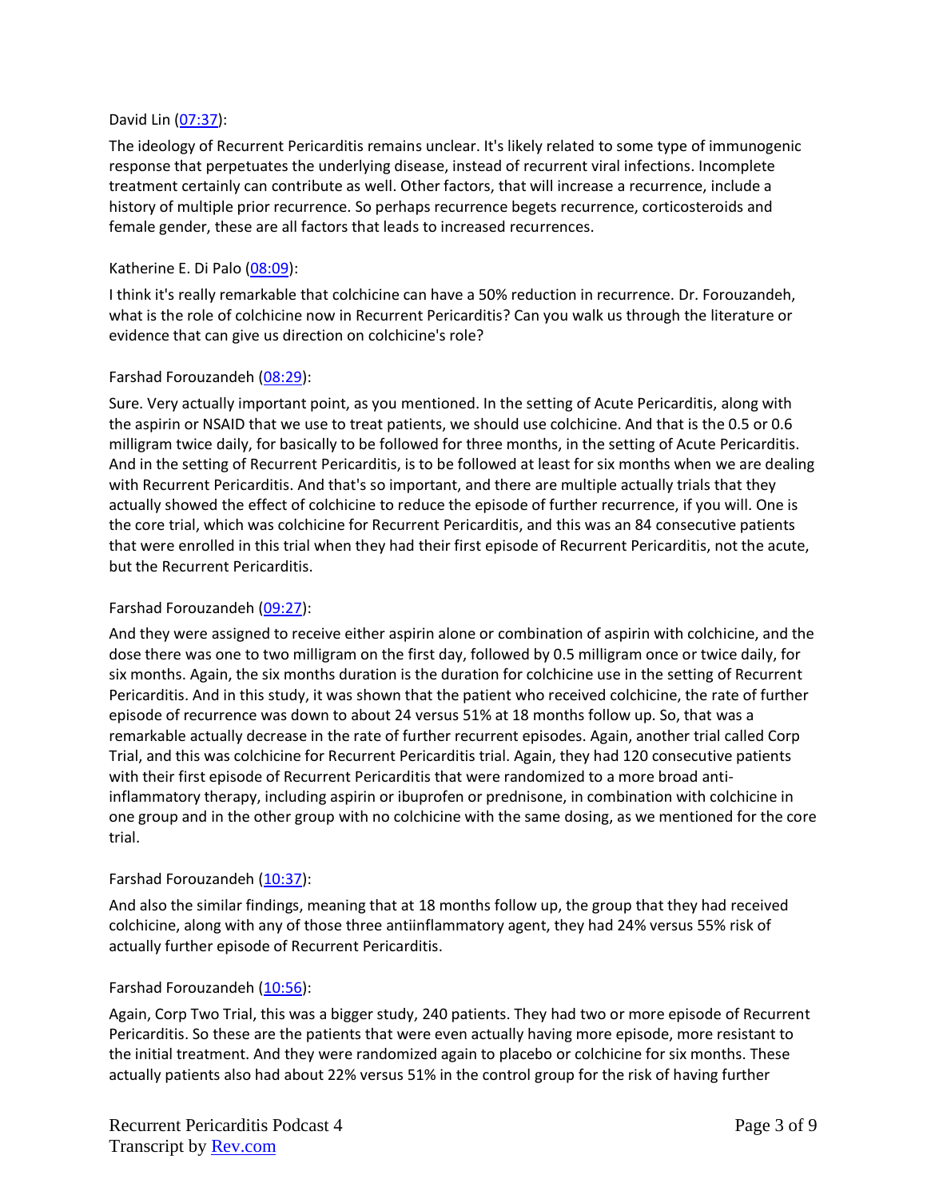David Lin ([07:37](#)):

The ideology of Recurrent Pericarditis remains unclear. It's likely related to some type of immunogenic response that perpetuates the underlying disease, instead of recurrent viral infections. Incomplete treatment certainly can contribute as well. Other factors, that will increase a recurrence, include a history of multiple prior recurrence. So perhaps recurrence begets recurrence, corticosteroids and female gender, these are all factors that leads to increased recurrences.

Katherine E. Di Palo ([08:09](#)):

I think it's really remarkable that colchicine can have a 50% reduction in recurrence. Dr. Forouzandeh, what is the role of colchicine now in Recurrent Pericarditis? Can you walk us through the literature or evidence that can give us direction on colchicine's role?

Farshad Forouzandeh ([08:29](#)):

Sure. Very actually important point, as you mentioned. In the setting of Acute Pericarditis, along with the aspirin or NSAID that we use to treat patients, we should use colchicine. And that is the 0.5 or 0.6 milligram twice daily, for basically to be followed for three months, in the setting of Acute Pericarditis. And in the setting of Recurrent Pericarditis, is to be followed at least for six months when we are dealing with Recurrent Pericarditis. And that's so important, and there are multiple actually trials that they actually showed the effect of colchicine to reduce the episode of further recurrence, if you will. One is the core trial, which was colchicine for Recurrent Pericarditis, and this was an 84 consecutive patients that were enrolled in this trial when they had their first episode of Recurrent Pericarditis, not the acute, but the Recurrent Pericarditis.

Farshad Forouzandeh ([09:27](#)):

And they were assigned to receive either aspirin alone or combination of aspirin with colchicine, and the dose there was one to two milligram on the first day, followed by 0.5 milligram once or twice daily, for six months. Again, the six months duration is the duration for colchicine use in the setting of Recurrent Pericarditis. And in this study, it was shown that the patient who received colchicine, the rate of further episode of recurrence was down to about 24 versus 51% at 18 months follow up. So, that was a remarkable actually decrease in the rate of further recurrent episodes. Again, another trial called Corp Trial, and this was colchicine for Recurrent Pericarditis trial. Again, they had 120 consecutive patients with their first episode of Recurrent Pericarditis that were randomized to a more broad anti-inflammatory therapy, including aspirin or ibuprofen or prednisone, in combination with colchicine in one group and in the other group with no colchicine with the same dosing, as we mentioned for the core trial.

Farshad Forouzandeh ([10:37](#)):

And also the similar findings, meaning that at 18 months follow up, the group that they had received colchicine, along with any of those three antiinflammatory agent, they had 24% versus 55% risk of actually further episode of Recurrent Pericarditis.

Farshad Forouzandeh ([10:56](#)):

Again, Corp Two Trial, this was a bigger study, 240 patients. They had two or more episode of Recurrent Pericarditis. So these are the patients that were even actually having more episode, more resistant to the initial treatment. And they were randomized again to placebo or colchicine for six months. These actually patients also had about 22% versus 51% in the control group for the risk of having further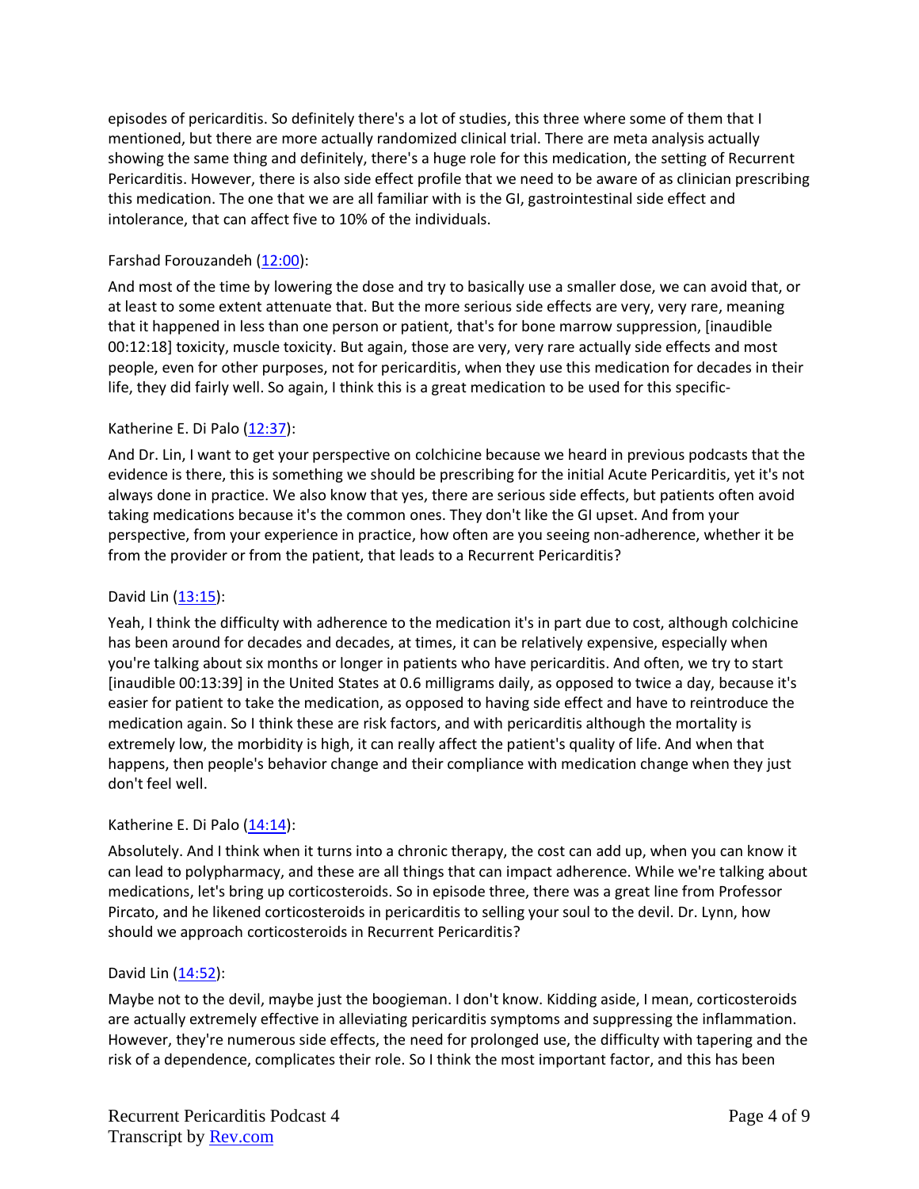episodes of pericarditis. So definitely there's a lot of studies, this three where some of them that I mentioned, but there are more actually randomized clinical trial. There are meta analysis actually showing the same thing and definitely, there's a huge role for this medication, the setting of Recurrent Pericarditis. However, there is also side effect profile that we need to be aware of as clinician prescribing this medication. The one that we are all familiar with is the GI, gastrointestinal side effect and intolerance, that can affect five to 10% of the individuals.

Farshad Forouzandeh ([12:00](#)):

And most of the time by lowering the dose and try to basically use a smaller dose, we can avoid that, or at least to some extent attenuate that. But the more serious side effects are very, very rare, meaning that it happened in less than one person or patient, that's for bone marrow suppression, [inaudible 00:12:18] toxicity, muscle toxicity. But again, those are very, very rare actually side effects and most people, even for other purposes, not for pericarditis, when they use this medication for decades in their life, they did fairly well. So again, I think this is a great medication to be used for this specific-

Katherine E. Di Palo ([12:37](#)):

And Dr. Lin, I want to get your perspective on colchicine because we heard in previous podcasts that the evidence is there, this is something we should be prescribing for the initial Acute Pericarditis, yet it's not always done in practice. We also know that yes, there are serious side effects, but patients often avoid taking medications because it's the common ones. They don't like the GI upset. And from your perspective, from your experience in practice, how often are you seeing non-adherence, whether it be from the provider or from the patient, that leads to a Recurrent Pericarditis?

David Lin ([13:15](#)):

Yeah, I think the difficulty with adherence to the medication it's in part due to cost, although colchicine has been around for decades and decades, at times, it can be relatively expensive, especially when you're talking about six months or longer in patients who have pericarditis. And often, we try to start [inaudible 00:13:39] in the United States at 0.6 milligrams daily, as opposed to twice a day, because it's easier for patient to take the medication, as opposed to having side effect and have to reintroduce the medication again. So I think these are risk factors, and with pericarditis although the mortality is extremely low, the morbidity is high, it can really affect the patient's quality of life. And when that happens, then people's behavior change and their compliance with medication change when they just don't feel well.

Katherine E. Di Palo ([14:14](#)):

Absolutely. And I think when it turns into a chronic therapy, the cost can add up, when you can know it can lead to polypharmacy, and these are all things that can impact adherence. While we're talking about medications, let's bring up corticosteroids. So in episode three, there was a great line from Professor Pircato, and he likened corticosteroids in pericarditis to selling your soul to the devil. Dr. Lynn, how should we approach corticosteroids in Recurrent Pericarditis?

David Lin ([14:52](#)):

Maybe not to the devil, maybe just the boogieman. I don't know. Kidding aside, I mean, corticosteroids are actually extremely effective in alleviating pericarditis symptoms and suppressing the inflammation. However, they're numerous side effects, the need for prolonged use, the difficulty with tapering and the risk of a dependence, complicates their role. So I think the most important factor, and this has been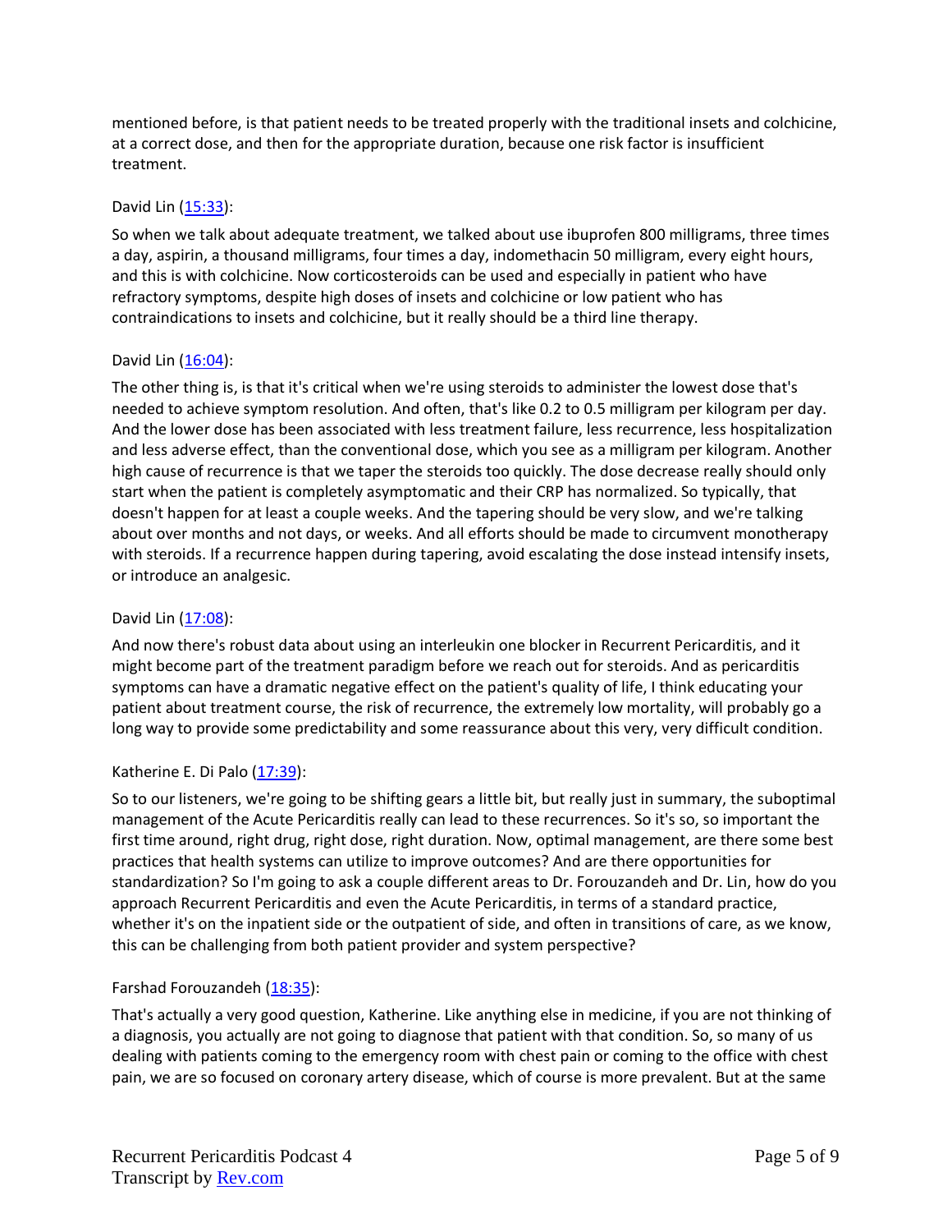mentioned before, is that patient needs to be treated properly with the traditional insets and colchicine, at a correct dose, and then for the appropriate duration, because one risk factor is insufficient treatment.

David Lin ([15:33](#)):

So when we talk about adequate treatment, we talked about use ibuprofen 800 milligrams, three times a day, aspirin, a thousand milligrams, four times a day, indomethacin 50 milligram, every eight hours, and this is with colchicine. Now corticosteroids can be used and especially in patient who have refractory symptoms, despite high doses of insets and colchicine or low patient who has contraindications to insets and colchicine, but it really should be a third line therapy.

David Lin ([16:04](#)):

The other thing is, is that it's critical when we're using steroids to administer the lowest dose that's needed to achieve symptom resolution. And often, that's like 0.2 to 0.5 milligram per kilogram per day. And the lower dose has been associated with less treatment failure, less recurrence, less hospitalization and less adverse effect, than the conventional dose, which you see as a milligram per kilogram. Another high cause of recurrence is that we taper the steroids too quickly. The dose decrease really should only start when the patient is completely asymptomatic and their CRP has normalized. So typically, that doesn't happen for at least a couple weeks. And the tapering should be very slow, and we're talking about over months and not days, or weeks. And all efforts should be made to circumvent monotherapy with steroids. If a recurrence happen during tapering, avoid escalating the dose instead intensify insets, or introduce an analgesic.

David Lin ([17:08](#)):

And now there's robust data about using an interleukin one blocker in Recurrent Pericarditis, and it might become part of the treatment paradigm before we reach out for steroids. And as pericarditis symptoms can have a dramatic negative effect on the patient's quality of life, I think educating your patient about treatment course, the risk of recurrence, the extremely low mortality, will probably go a long way to provide some predictability and some reassurance about this very, very difficult condition.

Katherine E. Di Palo ([17:39](#)):

So to our listeners, we're going to be shifting gears a little bit, but really just in summary, the suboptimal management of the Acute Pericarditis really can lead to these recurrences. So it's so, so important the first time around, right drug, right dose, right duration. Now, optimal management, are there some best practices that health systems can utilize to improve outcomes? And are there opportunities for standardization? So I'm going to ask a couple different areas to Dr. Forouzandeh and Dr. Lin, how do you approach Recurrent Pericarditis and even the Acute Pericarditis, in terms of a standard practice, whether it's on the inpatient side or the outpatient of side, and often in transitions of care, as we know, this can be challenging from both patient provider and system perspective?

Farshad Forouzandeh ([18:35](#)):

That's actually a very good question, Katherine. Like anything else in medicine, if you are not thinking of a diagnosis, you actually are not going to diagnose that patient with that condition. So, so many of us dealing with patients coming to the emergency room with chest pain or coming to the office with chest pain, we are so focused on coronary artery disease, which of course is more prevalent. But at the same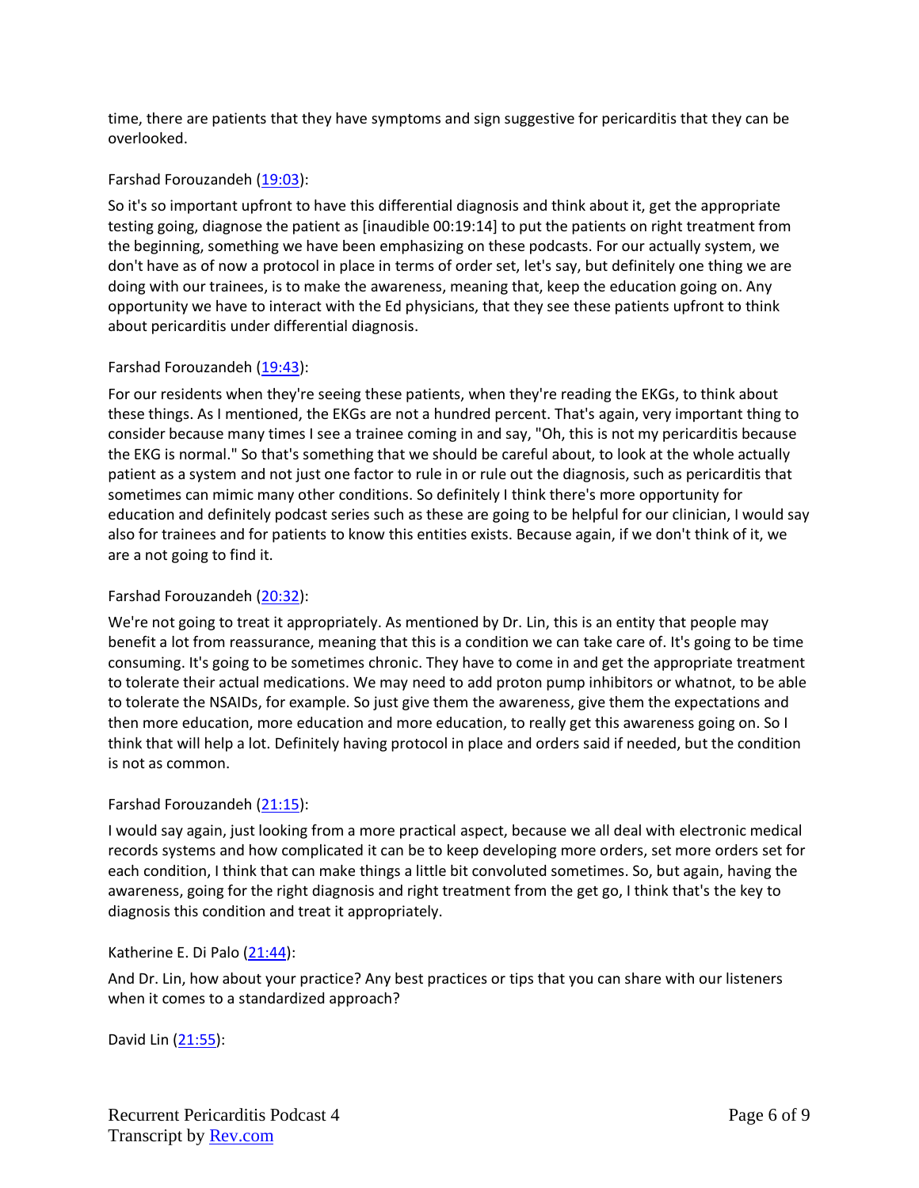time, there are patients that they have symptoms and sign suggestive for pericarditis that they can be overlooked.

Farshad Forouzandeh ([19:03](https://www.rev.com/)):

So it's so important upfront to have this differential diagnosis and think about it, get the appropriate testing going, diagnose the patient as [inaudible 00:19:14] to put the patients on right treatment from the beginning, something we have been emphasizing on these podcasts. For our actually system, we don't have as of now a protocol in place in terms of order set, let's say, but definitely one thing we are doing with our trainees, is to make the awareness, meaning that, keep the education going on. Any opportunity we have to interact with the Ed physicians, that they see these patients upfront to think about pericarditis under differential diagnosis.

Farshad Forouzandeh ([19:43](https://www.rev.com/)):

For our residents when they're seeing these patients, when they're reading the EKGs, to think about these things. As I mentioned, the EKGs are not a hundred percent. That's again, very important thing to consider because many times I see a trainee coming in and say, "Oh, this is not my pericarditis because the EKG is normal." So that's something that we should be careful about, to look at the whole actually patient as a system and not just one factor to rule in or rule out the diagnosis, such as pericarditis that sometimes can mimic many other conditions. So definitely I think there's more opportunity for education and definitely podcast series such as these are going to be helpful for our clinician, I would say also for trainees and for patients to know this entities exists. Because again, if we don't think of it, we are a not going to find it.

Farshad Forouzandeh ([20:32](https://www.rev.com/)):

We're not going to treat it appropriately. As mentioned by Dr. Lin, this is an entity that people may benefit a lot from reassurance, meaning that this is a condition we can take care of. It's going to be time consuming. It's going to be sometimes chronic. They have to come in and get the appropriate treatment to tolerate their actual medications. We may need to add proton pump inhibitors or whatnot, to be able to tolerate the NSAIDs, for example. So just give them the awareness, give them the expectations and then more education, more education and more education, to really get this awareness going on. So I think that will help a lot. Definitely having protocol in place and orders said if needed, but the condition is not as common.

Farshad Forouzandeh ([21:15](https://www.rev.com/)):

I would say again, just looking from a more practical aspect, because we all deal with electronic medical records systems and how complicated it can be to keep developing more orders, set more orders set for each condition, I think that can make things a little bit convoluted sometimes. So, but again, having the awareness, going for the right diagnosis and right treatment from the get go, I think that's the key to diagnosis this condition and treat it appropriately.

Katherine E. Di Palo ([21:44](https://www.rev.com/)):

And Dr. Lin, how about your practice? Any best practices or tips that you can share with our listeners when it comes to a standardized approach?

David Lin ([21:55](https://www.rev.com/)):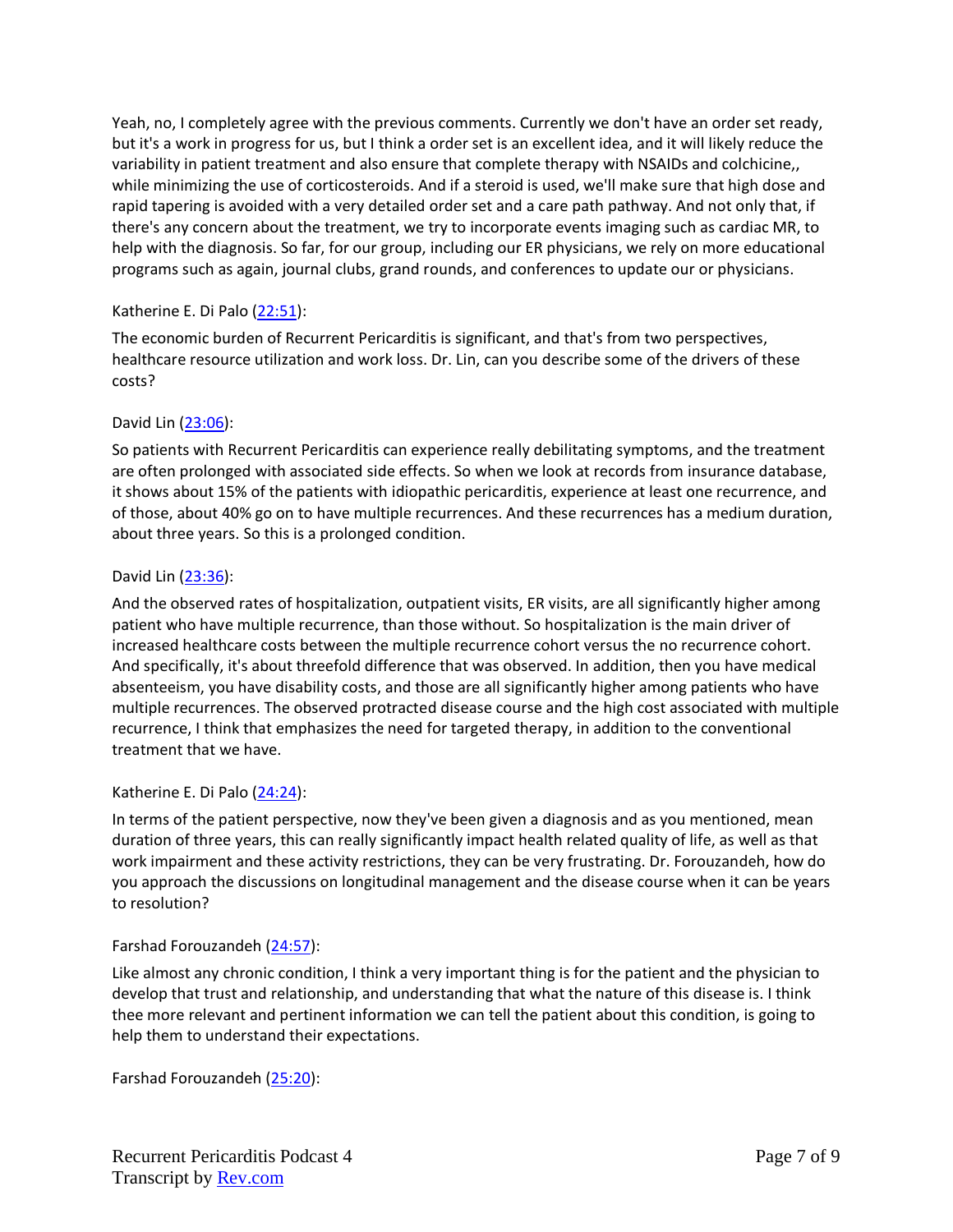Yeah, no, I completely agree with the previous comments. Currently we don't have an order set ready, but it's a work in progress for us, but I think a order set is an excellent idea, and it will likely reduce the variability in patient treatment and also ensure that complete therapy with NSAIDs and colchicine,, while minimizing the use of corticosteroids. And if a steroid is used, we'll make sure that high dose and rapid tapering is avoided with a very detailed order set and a care path pathway. And not only that, if there's any concern about the treatment, we try to incorporate events imaging such as cardiac MR, to help with the diagnosis. So far, for our group, including our ER physicians, we rely on more educational programs such as again, journal clubs, grand rounds, and conferences to update our or physicians.

Katherine E. Di Palo ([22:51]):

The economic burden of Recurrent Pericarditis is significant, and that's from two perspectives, healthcare resource utilization and work loss. Dr. Lin, can you describe some of the drivers of these costs?

David Lin ([23:06]):

So patients with Recurrent Pericarditis can experience really debilitating symptoms, and the treatment are often prolonged with associated side effects. So when we look at records from insurance database, it shows about 15% of the patients with idiopathic pericarditis, experience at least one recurrence, and of those, about 40% go on to have multiple recurrences. And these recurrences has a medium duration, about three years. So this is a prolonged condition.

David Lin ([23:36]):

And the observed rates of hospitalization, outpatient visits, ER visits, are all significantly higher among patient who have multiple recurrence, than those without. So hospitalization is the main driver of increased healthcare costs between the multiple recurrence cohort versus the no recurrence cohort. And specifically, it's about threefold difference that was observed. In addition, then you have medical absenteeism, you have disability costs, and those are all significantly higher among patients who have multiple recurrences. The observed protracted disease course and the high cost associated with multiple recurrence, I think that emphasizes the need for targeted therapy, in addition to the conventional treatment that we have.

Katherine E. Di Palo ([24:24]):

In terms of the patient perspective, now they've been given a diagnosis and as you mentioned, mean duration of three years, this can really significantly impact health related quality of life, as well as that work impairment and these activity restrictions, they can be very frustrating. Dr. Forouzandeh, how do you approach the discussions on longitudinal management and the disease course when it can be years to resolution?

Farshad Forouzandeh ([24:57]):

Like almost any chronic condition, I think a very important thing is for the patient and the physician to develop that trust and relationship, and understanding that what the nature of this disease is. I think thee more relevant and pertinent information we can tell the patient about this condition, is going to help them to understand their expectations.

Farshad Forouzandeh ([25:20]):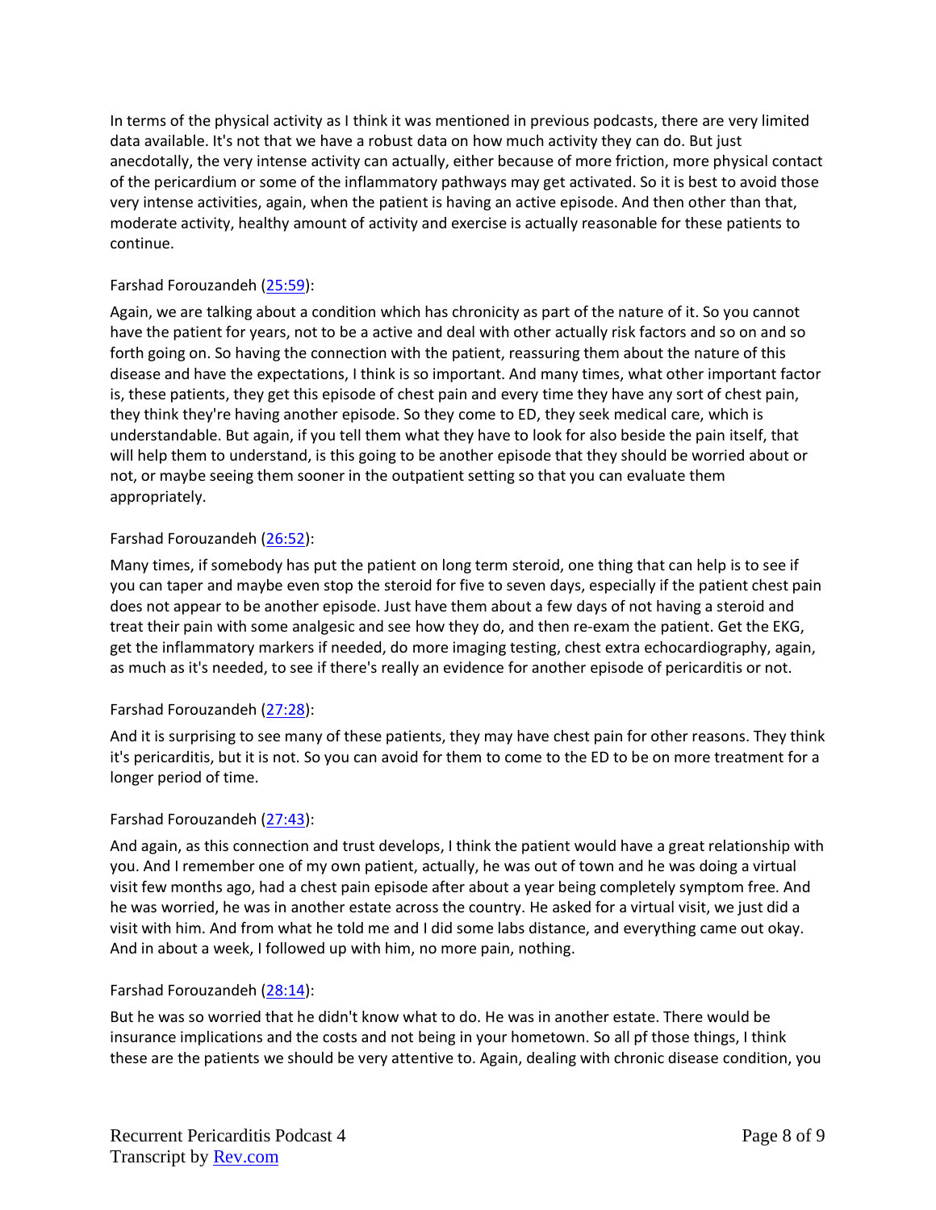In terms of the physical activity as I think it was mentioned in previous podcasts, there are very limited data available. It's not that we have a robust data on how much activity they can do. But just anecdotally, the very intense activity can actually, either because of more friction, more physical contact of the pericardium or some of the inflammatory pathways may get activated. So it is best to avoid those very intense activities, again, when the patient is having an active episode. And then other than that, moderate activity, healthy amount of activity and exercise is actually reasonable for these patients to continue.

Farshad Forouzandeh ([25:59](#)):

Again, we are talking about a condition which has chronicity as part of the nature of it. So you cannot have the patient for years, not to be a active and deal with other actually risk factors and so on and so forth going on. So having the connection with the patient, reassuring them about the nature of this disease and have the expectations, I think is so important. And many times, what other important factor is, these patients, they get this episode of chest pain and every time they have any sort of chest pain, they think they're having another episode. So they come to ED, they seek medical care, which is understandable. But again, if you tell them what they have to look for also beside the pain itself, that will help them to understand, is this going to be another episode that they should be worried about or not, or maybe seeing them sooner in the outpatient setting so that you can evaluate them appropriately.

Farshad Forouzandeh ([26:52](#)):

Many times, if somebody has put the patient on long term steroid, one thing that can help is to see if you can taper and maybe even stop the steroid for five to seven days, especially if the patient chest pain does not appear to be another episode. Just have them about a few days of not having a steroid and treat their pain with some analgesic and see how they do, and then re-exam the patient. Get the EKG, get the inflammatory markers if needed, do more imaging testing, chest extra echocardiography, again, as much as it's needed, to see if there's really an evidence for another episode of pericarditis or not.

Farshad Forouzandeh ([27:28](#)):

And it is surprising to see many of these patients, they may have chest pain for other reasons. They think it's pericarditis, but it is not. So you can avoid for them to come to the ED to be on more treatment for a longer period of time.

Farshad Forouzandeh ([27:43](#)):

And again, as this connection and trust develops, I think the patient would have a great relationship with you. And I remember one of my own patient, actually, he was out of town and he was doing a virtual visit few months ago, had a chest pain episode after about a year being completely symptom free. And he was worried, he was in another estate across the country. He asked for a virtual visit, we just did a visit with him. And from what he told me and I did some labs distance, and everything came out okay. And in about a week, I followed up with him, no more pain, nothing.

Farshad Forouzandeh ([28:14](#)):

But he was so worried that he didn't know what to do. He was in another estate. There would be insurance implications and the costs and not being in your hometown. So all pf those things, I think these are the patients we should be very attentive to. Again, dealing with chronic disease condition, you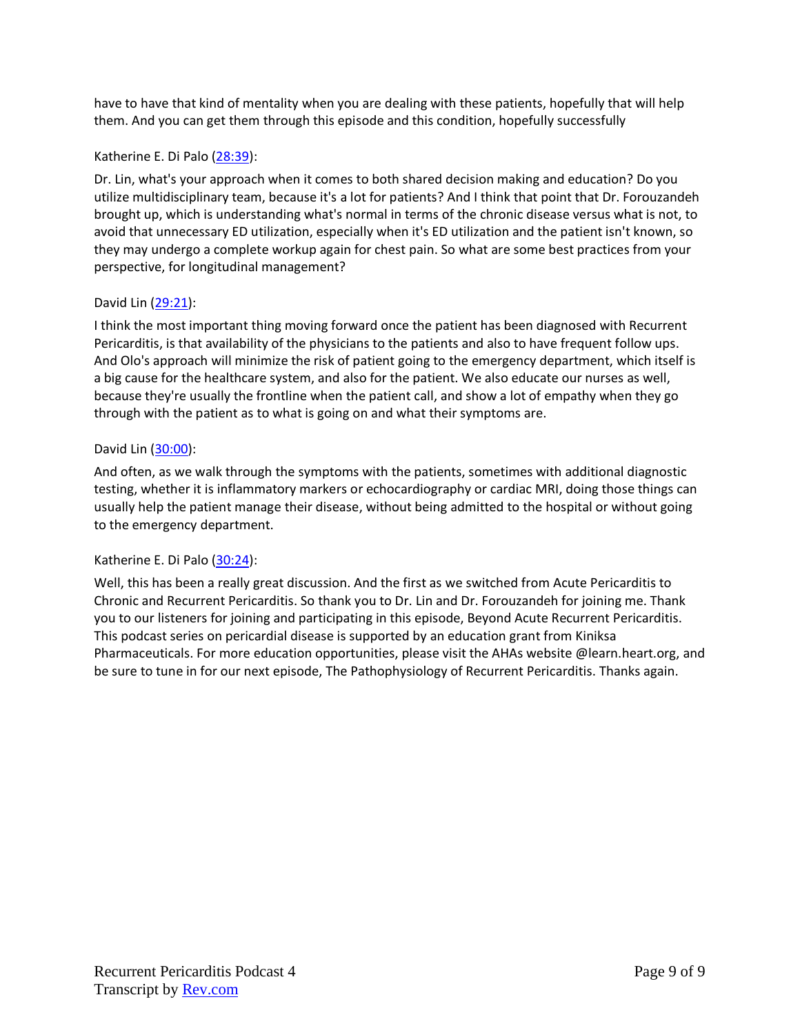have to have that kind of mentality when you are dealing with these patients, hopefully that will help them. And you can get them through this episode and this condition, hopefully successfully

Katherine E. Di Palo (28:39):

Dr. Lin, what's your approach when it comes to both shared decision making and education? Do you utilize multidisciplinary team, because it's a lot for patients? And I think that point that Dr. Forouzandeh brought up, which is understanding what's normal in terms of the chronic disease versus what is not, to avoid that unnecessary ED utilization, especially when it's ED utilization and the patient isn't known, so they may undergo a complete workup again for chest pain. So what are some best practices from your perspective, for longitudinal management?

David Lin (29:21):

I think the most important thing moving forward once the patient has been diagnosed with Recurrent Pericarditis, is that availability of the physicians to the patients and also to have frequent follow ups. And Olo's approach will minimize the risk of patient going to the emergency department, which itself is a big cause for the healthcare system, and also for the patient. We also educate our nurses as well, because they're usually the frontline when the patient call, and show a lot of empathy when they go through with the patient as to what is going on and what their symptoms are.

David Lin (30:00):

And often, as we walk through the symptoms with the patients, sometimes with additional diagnostic testing, whether it is inflammatory markers or echocardiography or cardiac MRI, doing those things can usually help the patient manage their disease, without being admitted to the hospital or without going to the emergency department.

Katherine E. Di Palo (30:24):

Well, this has been a really great discussion. And the first as we switched from Acute Pericarditis to Chronic and Recurrent Pericarditis. So thank you to Dr. Lin and Dr. Forouzandeh for joining me. Thank you to our listeners for joining and participating in this episode, Beyond Acute Recurrent Pericarditis. This podcast series on pericardial disease is supported by an education grant from Kiniksa Pharmaceuticals. For more education opportunities, please visit the AHAs website @learn.heart.org, and be sure to tune in for our next episode, The Pathophysiology of Recurrent Pericarditis. Thanks again.